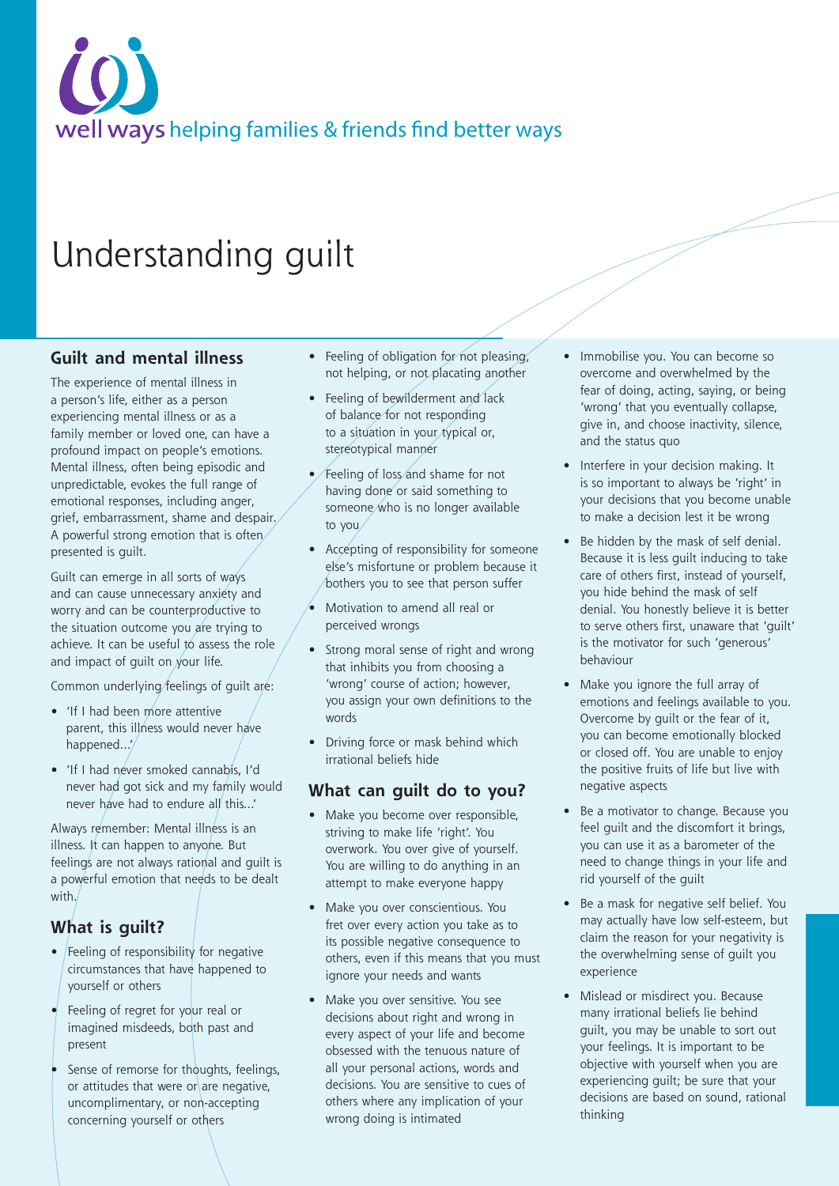well ways helping families & friends find better ways

# Understanding guilt

## Guilt and mental illness

The experience of mental illness in a person's life, either as a person experiencing mental illness or as a family member or loved one, can have a profound impact on people's emotions. Mental illness, often being episodic and unpredictable, evokes the full range of emotional responses, including anger, grief, embarrassment, shame and despair. A powerful strong emotion that is often presented is guilt.

Guilt can emerge in all sorts of ways and can cause unnecessary anxiety and worry and can be counterproductive to the situation outcome you are trying to achieve. It can be useful to assess the role and impact of guilt on your life.

Common underlying feelings of guilt are:

- 'If I had been more attentive parent, this illness would never have happened...'
- 'If I had never smoked cannabis, I'd never had got sick and my family would never have had to endure all this...'

Always remember: Mental illness is an illness. It can happen to anyone. But feelings are not always rational and guilt is a powerful emotion that needs to be dealt with.

## What is guilt?

- Feeling of responsibility for negative circumstances that have happened to yourself or others
- Feeling of regret for your real or imagined misdeeds, both past and present
- Sense of remorse for thoughts, feelings, or attitudes that were or are negative, uncomplimentary, or non-accepting concerning yourself or others
- Feeling of obligation for not pleasing, not helping, or not placating another
- Feeling of bewilderment and lack of balance for not responding to a situation in your typical or, stereotypical manner
- Feeling of loss and shame for not having done or said something to someone who is no longer available to you
- Accepting of responsibility for someone else's misfortune or problem because it bothers you to see that person suffer
- Motivation to amend all real or perceived wrongs
- Strong moral sense of right and wrong that inhibits you from choosing a 'wrong' course of action; however, you assign your own definitions to the words
- Driving force or mask behind which irrational beliefs hide

## What can guilt do to you?

- Make you become over responsible, striving to make life 'right'. You overwork. You over give of yourself. You are willing to do anything in an attempt to make everyone happy
- Make you over conscientious. You fret over every action you take as to its possible negative consequence to others, even if this means that you must ignore your needs and wants
- Make you over sensitive. You see decisions about right and wrong in every aspect of your life and become obsessed with the tenuous nature of all your personal actions, words and decisions. You are sensitive to cues of others where any implication of your wrong doing is intimated
- Immobilise you. You can become so overcome and overwhelmed by the fear of doing, acting, saying, or being 'wrong' that you eventually collapse, give in, and choose inactivity, silence, and the status quo
- Interfere in your decision making. It is so important to always be 'right' in your decisions that you become unable to make a decision lest it be wrong
- Be hidden by the mask of self denial. Because it is less guilt inducing to take care of others first, instead of yourself, you hide behind the mask of self denial. You honestly believe it is better to serve others first, unaware that 'guilt' is the motivator for such 'generous' behaviour
- Make you ignore the full array of emotions and feelings available to you. Overcome by guilt or the fear of it, you can become emotionally blocked or closed off. You are unable to enjoy the positive fruits of life but live with negative aspects
- Be a motivator to change. Because you feel guilt and the discomfort it brings, you can use it as a barometer of the need to change things in your life and rid yourself of the guilt
- Be a mask for negative self belief. You may actually have low self-esteem, but claim the reason for your negativity is the overwhelming sense of guilt you experience
- Mislead or misdirect you. Because many irrational beliefs lie behind guilt, you may be unable to sort out your feelings. It is important to be objective with yourself when you are experiencing guilt; be sure that your decisions are based on sound, rational thinking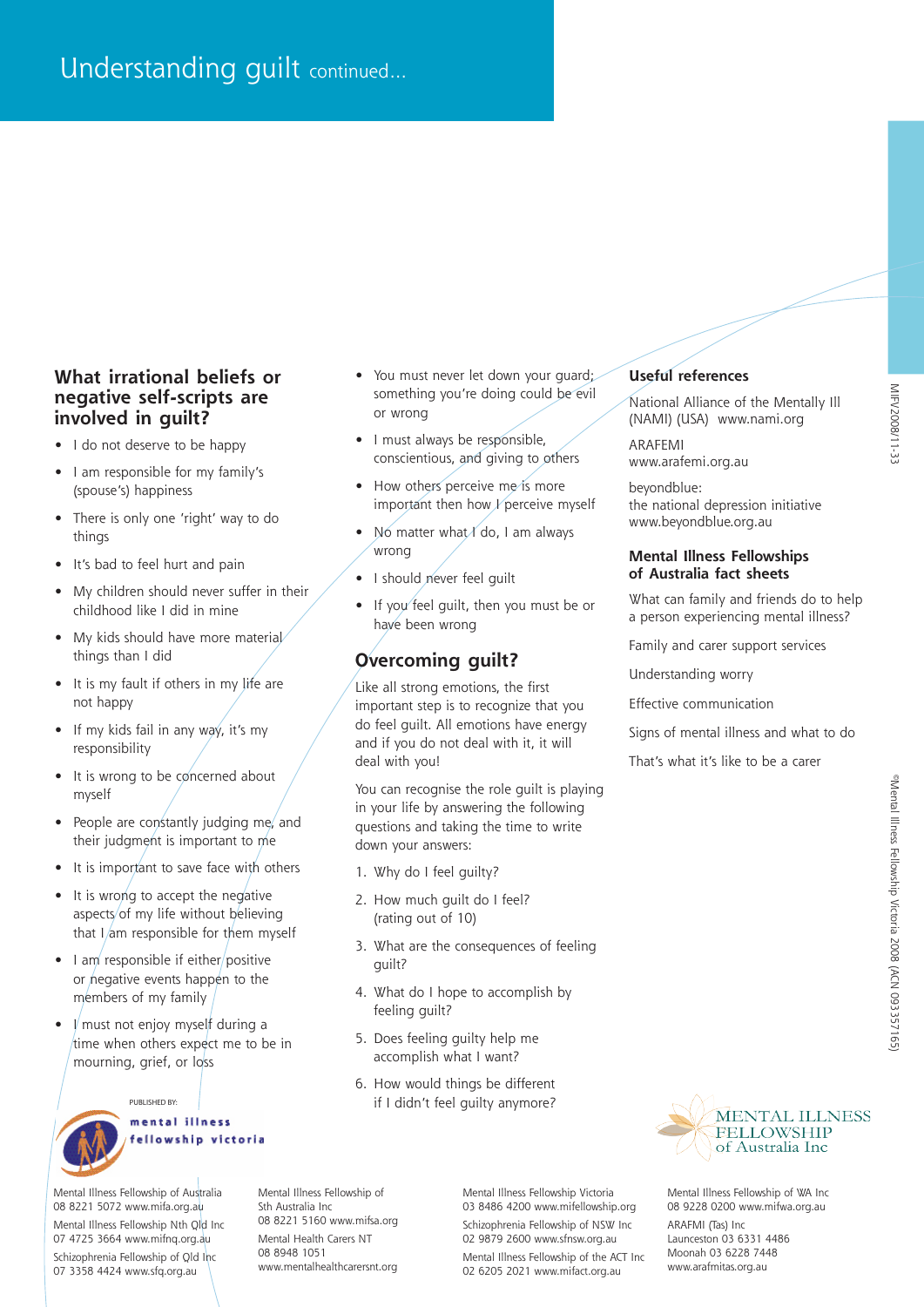# Understanding guilt continued...

## What irrational beliefs or negative self-scripts are involved in guilt?

- I do not deserve to be happy
- I am responsible for my family's (spouse's) happiness
- There is only one 'right' way to do things
- It's bad to feel hurt and pain
- My children should never suffer in their childhood like I did in mine
- My kids should have more material things than I did
- It is my fault if others in my life are not happy
- If my kids fail in any way, it's my responsibility
- It is wrong to be concerned about myself
- People are constantly judging me, and their judgment is important to me
- It is important to save face with others
- It is wrong to accept the negative aspects of my life without believing that I am responsible for them myself
- I am responsible if either positive or negative events happen to the members of my family
- I must not enjoy myself during a time when others expect me to be in mourning, grief, or loss
- You must never let down your guard; something you're doing could be evil or wrong
- I must always be responsible, conscientious, and giving to others
- How others perceive me is more important then how I perceive myself
- No matter what I do, I am always wrong
- I should never feel guilt
- If you feel guilt, then you must be or have been wrong

## Overcoming guilt?

Like all strong emotions, the first important step is to recognize that you do feel guilt. All emotions have energy and if you do not deal with it, it will deal with you!

You can recognise the role guilt is playing in your life by answering the following questions and taking the time to write down your answers:

1. Why do I feel guilty?
2. How much guilt do I feel? (rating out of 10)
3. What are the consequences of feeling guilt?
4. What do I hope to accomplish by feeling guilt?
5. Does feeling guilty help me accomplish what I want?
6. How would things be different if I didn't feel guilty anymore?

## Useful references

National Alliance of the Mentally Ill (NAMI) (USA) www.nami.org

ARAFEMI
www.arafemi.org.au

beyondblue:
the national depression initiative
www.beyondblue.org.au

## Mental Illness Fellowships of Australia fact sheets

What can family and friends do to help a person experiencing mental illness?

Family and carer support services

Understanding worry

Effective communication

Signs of mental illness and what to do

That's what it's like to be a carer

MIFV2008/11-33

©Mental Illness Fellowship Victoria 2008 (ACN 093357165)

PUBLISHED BY:
mental illness fellowship victoria

MENTAL ILLNESS FELLOWSHIP of Australia Inc

Mental Illness Fellowship of Australia
08 8221 5072 www.mifa.org.au

Mental Illness Fellowship Nth Qld Inc
07 4725 3664 www.mifnq.org.au

Schizophrenia Fellowship of Qld Inc
07 3358 4424 www.sfq.org.au

Mental Illness Fellowship of Sth Australia Inc
08 8221 5160 www.mifsa.org

Mental Health Carers NT
08 8948 1051
www.mentalhealthcarersnt.org

Mental Illness Fellowship Victoria
03 8486 4200 www.mifellowship.org

Schizophrenia Fellowship of NSW Inc
02 9879 2600 www.sfnsw.org.au

Mental Illness Fellowship of the ACT Inc
02 6205 2021 www.mifact.org.au

Mental Illness Fellowship of WA Inc
08 9228 0200 www.mifwa.org.au

ARAFMI (Tas) Inc
Launceston 03 6331 4486
Moonah 03 6228 7448
www.arafmitas.org.au